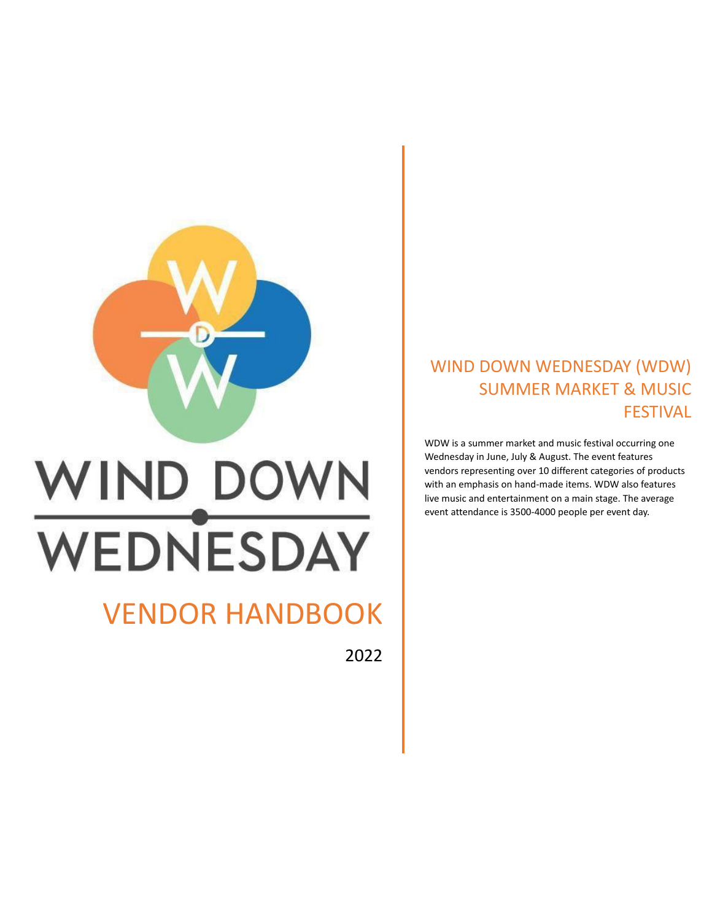# WIND DOWN WEDNESDAY

## VENDOR HANDBOOK

2022

## WIND DOWN WEDNESDAY (WDW) SUMMER MARKET & MUSIC FESTIVAL

WDW is a summer market and music festival occurring one Wednesday in June, July & August. The event features vendors representing over 10 different categories of products with an emphasis on hand-made items. WDW also features live music and entertainment on a main stage. The average event attendance is 3500-4000 people per event day.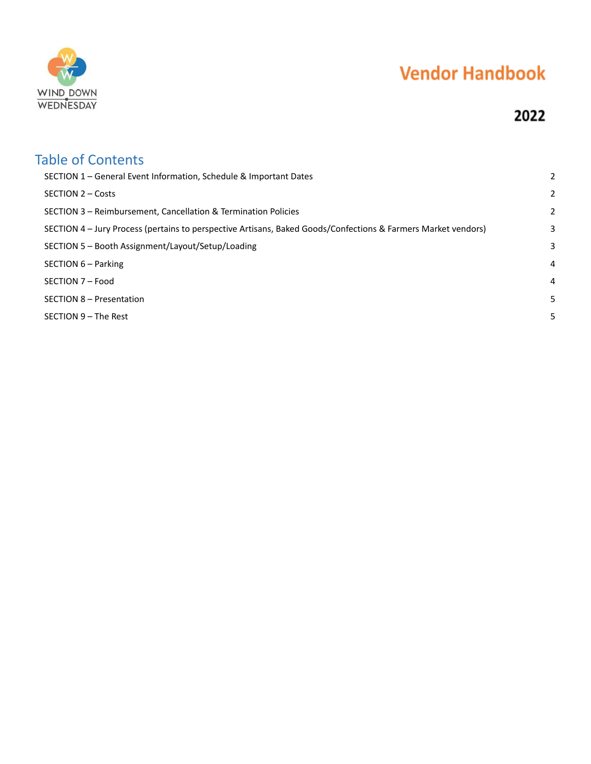WIND DOWN WEDNESDAY

# Vendor Handbook

**2022**

## Table of Contents

| | |
|---|---|
| SECTION 1 – General Event Information, Schedule & Important Dates | 2 |
| SECTION 2 – Costs | 2 |
| SECTION 3 – Reimbursement, Cancellation & Termination Policies | 2 |
| SECTION 4 – Jury Process (pertains to perspective Artisans, Baked Goods/Confections & Farmers Market vendors) | 3 |
| SECTION 5 – Booth Assignment/Layout/Setup/Loading | 3 |
| SECTION 6 – Parking | 4 |
| SECTION 7 – Food | 4 |
| SECTION 8 – Presentation | 5 |
| SECTION 9 – The Rest | 5 |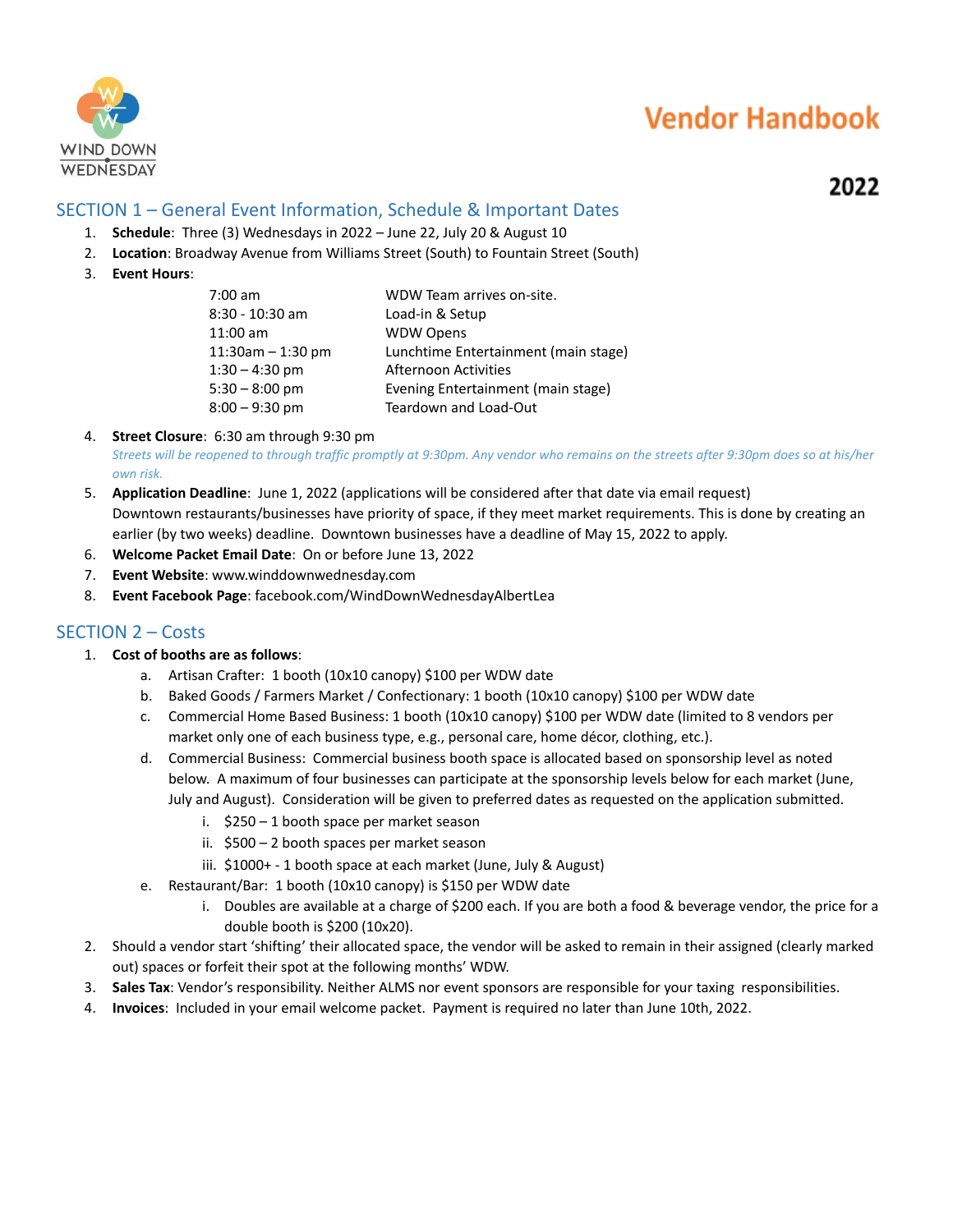# Vendor Handbook

**2022**

WIND DOWN WEDNESDAY

## SECTION 1 – General Event Information, Schedule & Important Dates

1. **Schedule**: Three (3) Wednesdays in 2022 – June 22, July 20 & August 10
2. **Location**: Broadway Avenue from Williams Street (South) to Fountain Street (South)
3. **Event Hours**:

| | |
|---|---|
| 7:00 am | WDW Team arrives on-site. |
| 8:30 - 10:30 am | Load-in & Setup |
| 11:00 am | WDW Opens |
| 11:30am – 1:30 pm | Lunchtime Entertainment (main stage) |
| 1:30 – 4:30 pm | Afternoon Activities |
| 5:30 – 8:00 pm | Evening Entertainment (main stage) |
| 8:00 – 9:30 pm | Teardown and Load-Out |

4. **Street Closure**: 6:30 am through 9:30 pm
   *Streets will be reopened to through traffic promptly at 9:30pm. Any vendor who remains on the streets after 9:30pm does so at his/her own risk.*
5. **Application Deadline**: June 1, 2022 (applications will be considered after that date via email request)
   Downtown restaurants/businesses have priority of space, if they meet market requirements. This is done by creating an earlier (by two weeks) deadline. Downtown businesses have a deadline of May 15, 2022 to apply.
6. **Welcome Packet Email Date**: On or before June 13, 2022
7. **Event Website**: www.winddownwednesday.com
8. **Event Facebook Page**: facebook.com/WindDownWednesdayAlbertLea

## SECTION 2 – Costs

1. **Cost of booths are as follows**:
   a. Artisan Crafter: 1 booth (10x10 canopy) $100 per WDW date
   b. Baked Goods / Farmers Market / Confectionary: 1 booth (10x10 canopy) $100 per WDW date
   c. Commercial Home Based Business: 1 booth (10x10 canopy) $100 per WDW date (limited to 8 vendors per market only one of each business type, e.g., personal care, home décor, clothing, etc.).
   d. Commercial Business: Commercial business booth space is allocated based on sponsorship level as noted below. A maximum of four businesses can participate at the sponsorship levels below for each market (June, July and August). Consideration will be given to preferred dates as requested on the application submitted.
      i. $250 – 1 booth space per market season
      ii. $500 – 2 booth spaces per market season
      iii. $1000+ - 1 booth space at each market (June, July & August)
   e. Restaurant/Bar: 1 booth (10x10 canopy) is $150 per WDW date
      i. Doubles are available at a charge of $200 each. If you are both a food & beverage vendor, the price for a double booth is $200 (10x20).
2. Should a vendor start 'shifting' their allocated space, the vendor will be asked to remain in their assigned (clearly marked out) spaces or forfeit their spot at the following months' WDW.
3. **Sales Tax**: Vendor's responsibility. Neither ALMS nor event sponsors are responsible for your taxing responsibilities.
4. **Invoices**: Included in your email welcome packet. Payment is required no later than June 10th, 2022.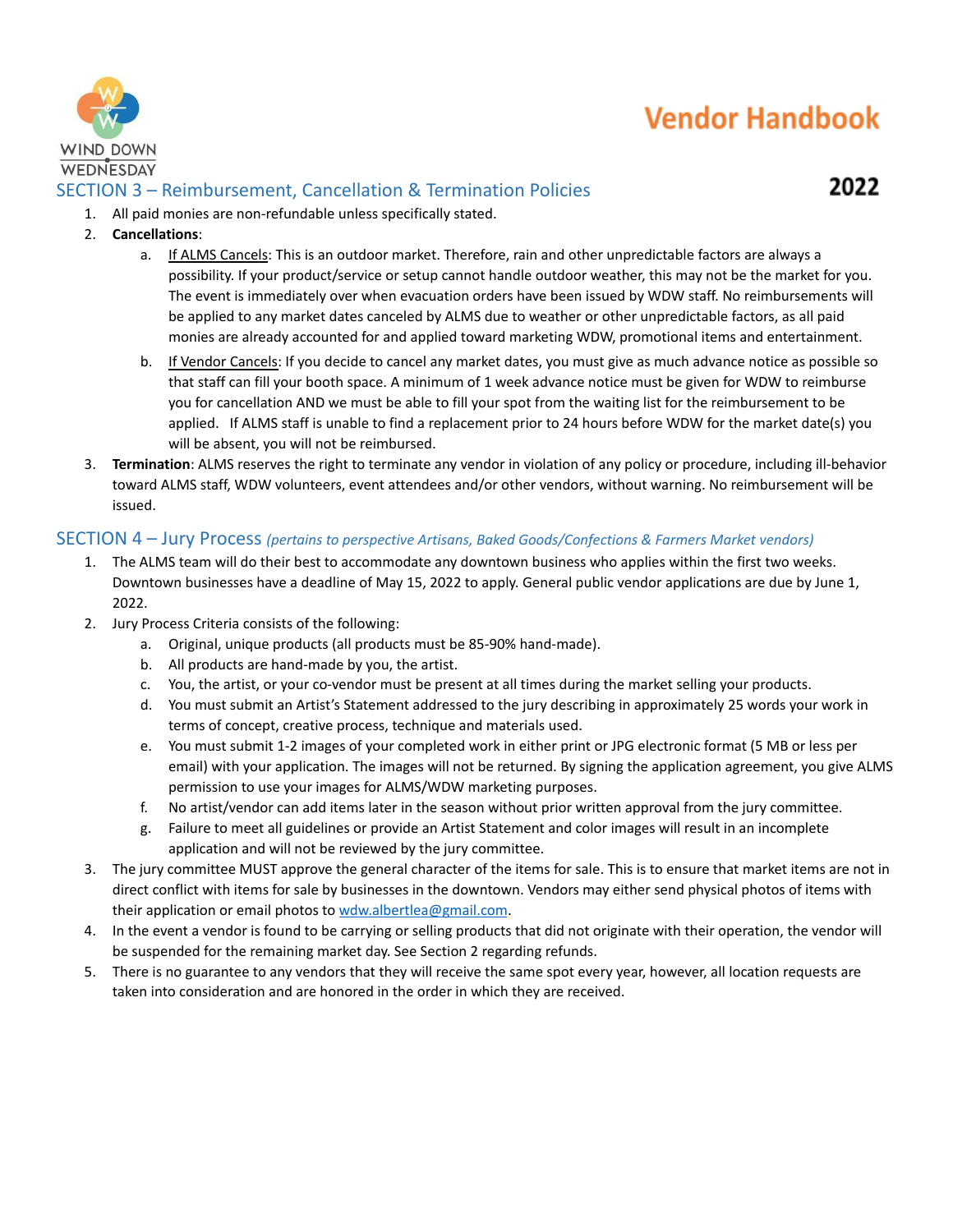## SECTION 3 – Reimbursement, Cancellation & Termination Policies

1. All paid monies are non-refundable unless specifically stated.
2. **Cancellations**:
   a. If ALMS Cancels: This is an outdoor market. Therefore, rain and other unpredictable factors are always a possibility. If your product/service or setup cannot handle outdoor weather, this may not be the market for you. The event is immediately over when evacuation orders have been issued by WDW staff. No reimbursements will be applied to any market dates canceled by ALMS due to weather or other unpredictable factors, as all paid monies are already accounted for and applied toward marketing WDW, promotional items and entertainment.
   b. If Vendor Cancels: If you decide to cancel any market dates, you must give as much advance notice as possible so that staff can fill your booth space. A minimum of 1 week advance notice must be given for WDW to reimburse you for cancellation AND we must be able to fill your spot from the waiting list for the reimbursement to be applied. If ALMS staff is unable to find a replacement prior to 24 hours before WDW for the market date(s) you will be absent, you will not be reimbursed.
3. **Termination**: ALMS reserves the right to terminate any vendor in violation of any policy or procedure, including ill-behavior toward ALMS staff, WDW volunteers, event attendees and/or other vendors, without warning. No reimbursement will be issued.

## SECTION 4 – Jury Process *(pertains to perspective Artisans, Baked Goods/Confections & Farmers Market vendors)*

1. The ALMS team will do their best to accommodate any downtown business who applies within the first two weeks. Downtown businesses have a deadline of May 15, 2022 to apply. General public vendor applications are due by June 1, 2022.
2. Jury Process Criteria consists of the following:
   a. Original, unique products (all products must be 85-90% hand-made).
   b. All products are hand-made by you, the artist.
   c. You, the artist, or your co-vendor must be present at all times during the market selling your products.
   d. You must submit an Artist's Statement addressed to the jury describing in approximately 25 words your work in terms of concept, creative process, technique and materials used.
   e. You must submit 1-2 images of your completed work in either print or JPG electronic format (5 MB or less per email) with your application. The images will not be returned. By signing the application agreement, you give ALMS permission to use your images for ALMS/WDW marketing purposes.
   f. No artist/vendor can add items later in the season without prior written approval from the jury committee.
   g. Failure to meet all guidelines or provide an Artist Statement and color images will result in an incomplete application and will not be reviewed by the jury committee.
3. The jury committee MUST approve the general character of the items for sale. This is to ensure that market items are not in direct conflict with items for sale by businesses in the downtown. Vendors may either send physical photos of items with their application or email photos to wdw.albertlea@gmail.com.
4. In the event a vendor is found to be carrying or selling products that did not originate with their operation, the vendor will be suspended for the remaining market day. See Section 2 regarding refunds.
5. There is no guarantee to any vendors that they will receive the same spot every year, however, all location requests are taken into consideration and are honored in the order in which they are received.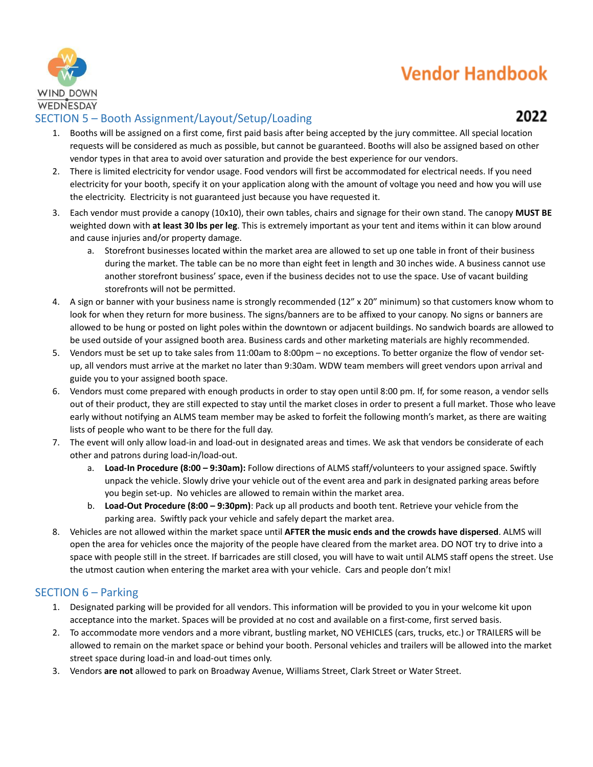## SECTION 5 – Booth Assignment/Layout/Setup/Loading

1. Booths will be assigned on a first come, first paid basis after being accepted by the jury committee. All special location requests will be considered as much as possible, but cannot be guaranteed. Booths will also be assigned based on other vendor types in that area to avoid over saturation and provide the best experience for our vendors.
2. There is limited electricity for vendor usage. Food vendors will first be accommodated for electrical needs. If you need electricity for your booth, specify it on your application along with the amount of voltage you need and how you will use the electricity. Electricity is not guaranteed just because you have requested it.
3. Each vendor must provide a canopy (10x10), their own tables, chairs and signage for their own stand. The canopy **MUST BE** weighted down with **at least 30 lbs per leg**. This is extremely important as your tent and items within it can blow around and cause injuries and/or property damage.
   a. Storefront businesses located within the market area are allowed to set up one table in front of their business during the market. The table can be no more than eight feet in length and 30 inches wide. A business cannot use another storefront business' space, even if the business decides not to use the space. Use of vacant building storefronts will not be permitted.
4. A sign or banner with your business name is strongly recommended (12" x 20" minimum) so that customers know whom to look for when they return for more business. The signs/banners are to be affixed to your canopy. No signs or banners are allowed to be hung or posted on light poles within the downtown or adjacent buildings. No sandwich boards are allowed to be used outside of your assigned booth area. Business cards and other marketing materials are highly recommended.
5. Vendors must be set up to take sales from 11:00am to 8:00pm – no exceptions. To better organize the flow of vendor set-up, all vendors must arrive at the market no later than 9:30am. WDW team members will greet vendors upon arrival and guide you to your assigned booth space.
6. Vendors must come prepared with enough products in order to stay open until 8:00 pm. If, for some reason, a vendor sells out of their product, they are still expected to stay until the market closes in order to present a full market. Those who leave early without notifying an ALMS team member may be asked to forfeit the following month's market, as there are waiting lists of people who want to be there for the full day.
7. The event will only allow load-in and load-out in designated areas and times. We ask that vendors be considerate of each other and patrons during load-in/load-out.
   a. **Load-In Procedure (8:00 – 9:30am):** Follow directions of ALMS staff/volunteers to your assigned space. Swiftly unpack the vehicle. Slowly drive your vehicle out of the event area and park in designated parking areas before you begin set-up. No vehicles are allowed to remain within the market area.
   b. **Load-Out Procedure (8:00 – 9:30pm)**: Pack up all products and booth tent. Retrieve your vehicle from the parking area. Swiftly pack your vehicle and safely depart the market area.
8. Vehicles are not allowed within the market space until **AFTER the music ends and the crowds have dispersed**. ALMS will open the area for vehicles once the majority of the people have cleared from the market area. DO NOT try to drive into a space with people still in the street. If barricades are still closed, you will have to wait until ALMS staff opens the street. Use the utmost caution when entering the market area with your vehicle. Cars and people don't mix!

## SECTION 6 – Parking

1. Designated parking will be provided for all vendors. This information will be provided to you in your welcome kit upon acceptance into the market. Spaces will be provided at no cost and available on a first-come, first served basis.
2. To accommodate more vendors and a more vibrant, bustling market, NO VEHICLES (cars, trucks, etc.) or TRAILERS will be allowed to remain on the market space or behind your booth. Personal vehicles and trailers will be allowed into the market street space during load-in and load-out times only.
3. Vendors **are not** allowed to park on Broadway Avenue, Williams Street, Clark Street or Water Street.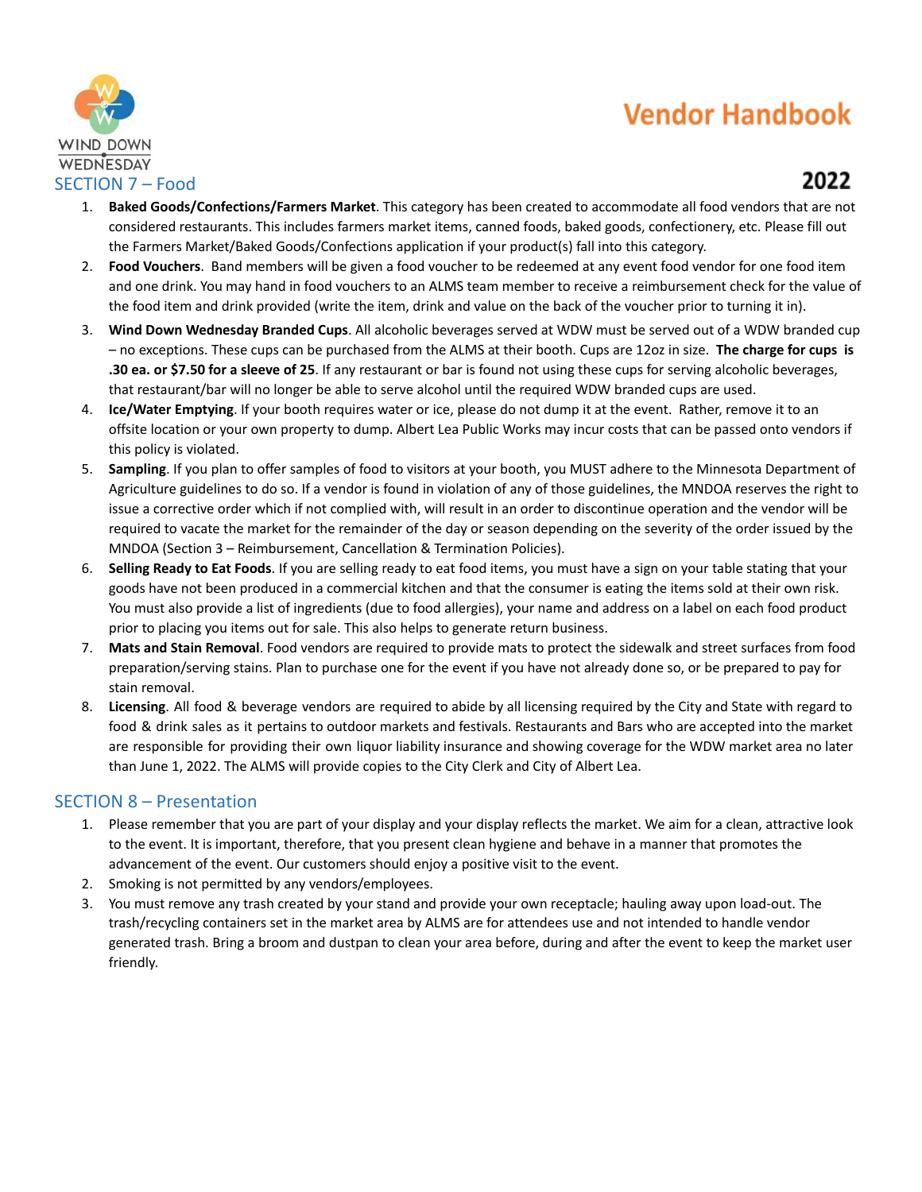## SECTION 7 – Food

1. **Baked Goods/Confections/Farmers Market**. This category has been created to accommodate all food vendors that are not considered restaurants. This includes farmers market items, canned foods, baked goods, confectionery, etc. Please fill out the Farmers Market/Baked Goods/Confections application if your product(s) fall into this category.
2. **Food Vouchers**. Band members will be given a food voucher to be redeemed at any event food vendor for one food item and one drink. You may hand in food vouchers to an ALMS team member to receive a reimbursement check for the value of the food item and drink provided (write the item, drink and value on the back of the voucher prior to turning it in).
3. **Wind Down Wednesday Branded Cups**. All alcoholic beverages served at WDW must be served out of a WDW branded cup – no exceptions. These cups can be purchased from the ALMS at their booth. Cups are 12oz in size. **The charge for cups is .30 ea. or $7.50 for a sleeve of 25**. If any restaurant or bar is found not using these cups for serving alcoholic beverages, that restaurant/bar will no longer be able to serve alcohol until the required WDW branded cups are used.
4. **Ice/Water Emptying**. If your booth requires water or ice, please do not dump it at the event. Rather, remove it to an offsite location or your own property to dump. Albert Lea Public Works may incur costs that can be passed onto vendors if this policy is violated.
5. **Sampling**. If you plan to offer samples of food to visitors at your booth, you MUST adhere to the Minnesota Department of Agriculture guidelines to do so. If a vendor is found in violation of any of those guidelines, the MNDOA reserves the right to issue a corrective order which if not complied with, will result in an order to discontinue operation and the vendor will be required to vacate the market for the remainder of the day or season depending on the severity of the order issued by the MNDOA (Section 3 – Reimbursement, Cancellation & Termination Policies).
6. **Selling Ready to Eat Foods**. If you are selling ready to eat food items, you must have a sign on your table stating that your goods have not been produced in a commercial kitchen and that the consumer is eating the items sold at their own risk. You must also provide a list of ingredients (due to food allergies), your name and address on a label on each food product prior to placing you items out for sale. This also helps to generate return business.
7. **Mats and Stain Removal**. Food vendors are required to provide mats to protect the sidewalk and street surfaces from food preparation/serving stains. Plan to purchase one for the event if you have not already done so, or be prepared to pay for stain removal.
8. **Licensing**. All food & beverage vendors are required to abide by all licensing required by the City and State with regard to food & drink sales as it pertains to outdoor markets and festivals. Restaurants and Bars who are accepted into the market are responsible for providing their own liquor liability insurance and showing coverage for the WDW market area no later than June 1, 2022. The ALMS will provide copies to the City Clerk and City of Albert Lea.

## SECTION 8 – Presentation

1. Please remember that you are part of your display and your display reflects the market. We aim for a clean, attractive look to the event. It is important, therefore, that you present clean hygiene and behave in a manner that promotes the advancement of the event. Our customers should enjoy a positive visit to the event.
2. Smoking is not permitted by any vendors/employees.
3. You must remove any trash created by your stand and provide your own receptacle; hauling away upon load-out. The trash/recycling containers set in the market area by ALMS are for attendees use and not intended to handle vendor generated trash. Bring a broom and dustpan to clean your area before, during and after the event to keep the market user friendly.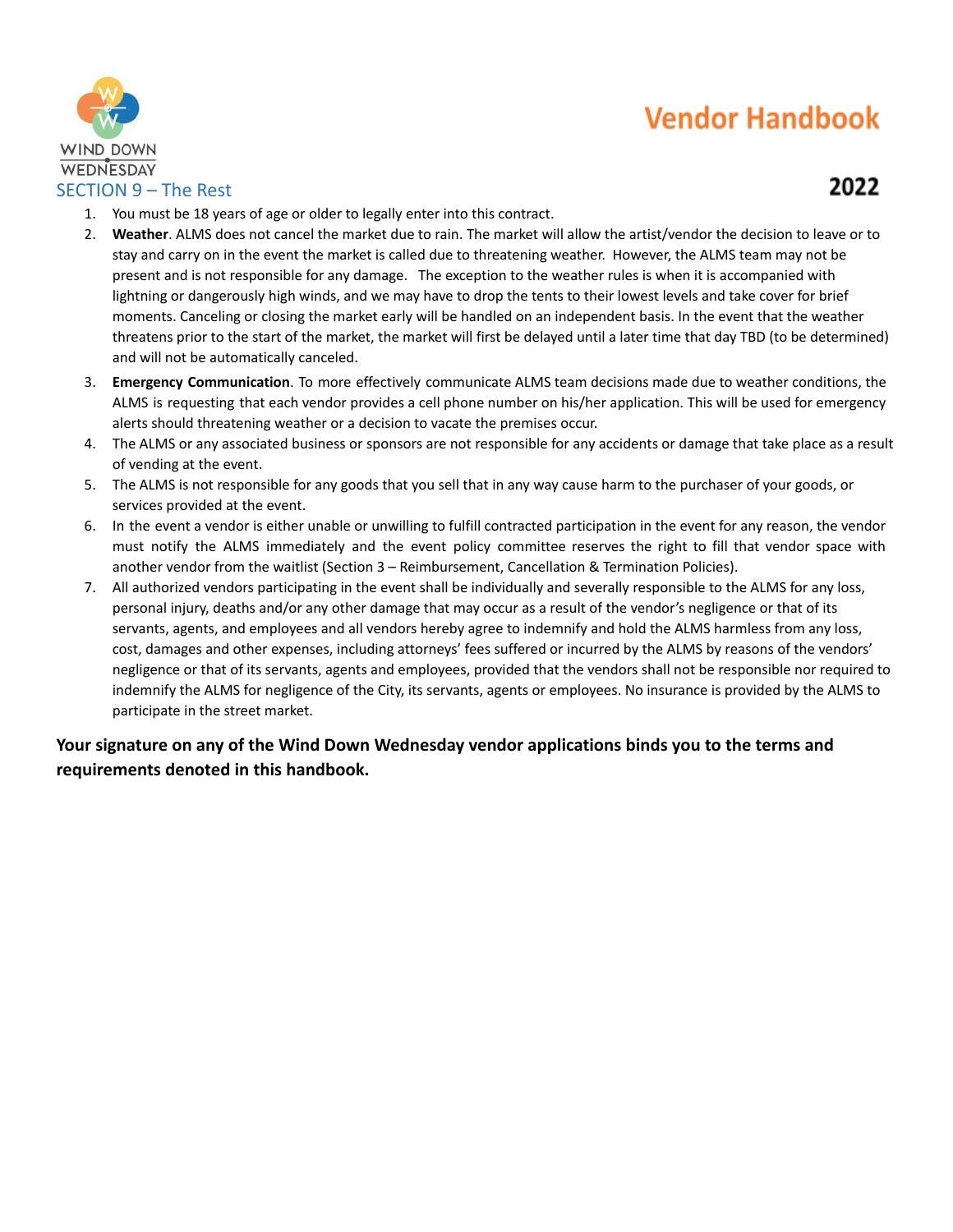## SECTION 9 – The Rest

1. You must be 18 years of age or older to legally enter into this contract.
2. **Weather**. ALMS does not cancel the market due to rain. The market will allow the artist/vendor the decision to leave or to stay and carry on in the event the market is called due to threatening weather. However, the ALMS team may not be present and is not responsible for any damage. The exception to the weather rules is when it is accompanied with lightning or dangerously high winds, and we may have to drop the tents to their lowest levels and take cover for brief moments. Canceling or closing the market early will be handled on an independent basis. In the event that the weather threatens prior to the start of the market, the market will first be delayed until a later time that day TBD (to be determined) and will not be automatically canceled.
3. **Emergency Communication**. To more effectively communicate ALMS team decisions made due to weather conditions, the ALMS is requesting that each vendor provides a cell phone number on his/her application. This will be used for emergency alerts should threatening weather or a decision to vacate the premises occur.
4. The ALMS or any associated business or sponsors are not responsible for any accidents or damage that take place as a result of vending at the event.
5. The ALMS is not responsible for any goods that you sell that in any way cause harm to the purchaser of your goods, or services provided at the event.
6. In the event a vendor is either unable or unwilling to fulfill contracted participation in the event for any reason, the vendor must notify the ALMS immediately and the event policy committee reserves the right to fill that vendor space with another vendor from the waitlist (Section 3 – Reimbursement, Cancellation & Termination Policies).
7. All authorized vendors participating in the event shall be individually and severally responsible to the ALMS for any loss, personal injury, deaths and/or any other damage that may occur as a result of the vendor's negligence or that of its servants, agents, and employees and all vendors hereby agree to indemnify and hold the ALMS harmless from any loss, cost, damages and other expenses, including attorneys' fees suffered or incurred by the ALMS by reasons of the vendors' negligence or that of its servants, agents and employees, provided that the vendors shall not be responsible nor required to indemnify the ALMS for negligence of the City, its servants, agents or employees. No insurance is provided by the ALMS to participate in the street market.

**Your signature on any of the Wind Down Wednesday vendor applications binds you to the terms and requirements denoted in this handbook.**